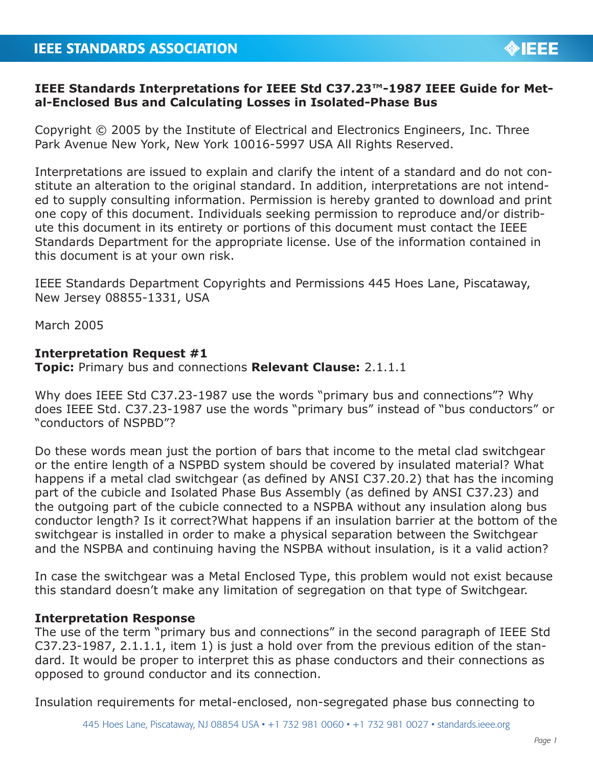**IEEE Standards Interpretations for IEEE Std C37.23™-1987 IEEE Guide for Metal-Enclosed Bus and Calculating Losses in Isolated-Phase Bus**

Copyright © 2005 by the Institute of Electrical and Electronics Engineers, Inc. Three Park Avenue New York, New York 10016-5997 USA All Rights Reserved.

Interpretations are issued to explain and clarify the intent of a standard and do not constitute an alteration to the original standard. In addition, interpretations are not intended to supply consulting information. Permission is hereby granted to download and print one copy of this document. Individuals seeking permission to reproduce and/or distribute this document in its entirety or portions of this document must contact the IEEE Standards Department for the appropriate license. Use of the information contained in this document is at your own risk.

IEEE Standards Department Copyrights and Permissions 445 Hoes Lane, Piscataway, New Jersey 08855-1331, USA

March 2005

**Interpretation Request #1**
**Topic:** Primary bus and connections **Relevant Clause:** 2.1.1.1

Why does IEEE Std C37.23-1987 use the words "primary bus and connections"? Why does IEEE Std. C37.23-1987 use the words "primary bus" instead of "bus conductors" or "conductors of NSPBD"?

Do these words mean just the portion of bars that income to the metal clad switchgear or the entire length of a NSPBD system should be covered by insulated material? What happens if a metal clad switchgear (as defined by ANSI C37.20.2) that has the incoming part of the cubicle and Isolated Phase Bus Assembly (as defined by ANSI C37.23) and the outgoing part of the cubicle connected to a NSPBA without any insulation along bus conductor length? Is it correct?What happens if an insulation barrier at the bottom of the switchgear is installed in order to make a physical separation between the Switchgear and the NSPBA and continuing having the NSPBA without insulation, is it a valid action?

In case the switchgear was a Metal Enclosed Type, this problem would not exist because this standard doesn't make any limitation of segregation on that type of Switchgear.

**Interpretation Response**
The use of the term "primary bus and connections" in the second paragraph of IEEE Std C37.23-1987, 2.1.1.1, item 1) is just a hold over from the previous edition of the standard. It would be proper to interpret this as phase conductors and their connections as opposed to ground conductor and its connection.

Insulation requirements for metal-enclosed, non-segregated phase bus connecting to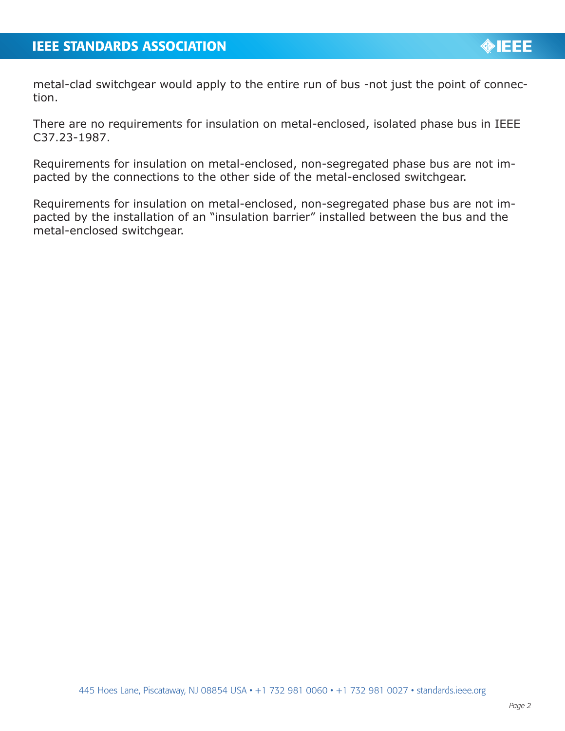metal-clad switchgear would apply to the entire run of bus -not just the point of connection.

There are no requirements for insulation on metal-enclosed, isolated phase bus in IEEE C37.23-1987.

Requirements for insulation on metal-enclosed, non-segregated phase bus are not impacted by the connections to the other side of the metal-enclosed switchgear.

Requirements for insulation on metal-enclosed, non-segregated phase bus are not impacted by the installation of an "insulation barrier" installed between the bus and the metal-enclosed switchgear.